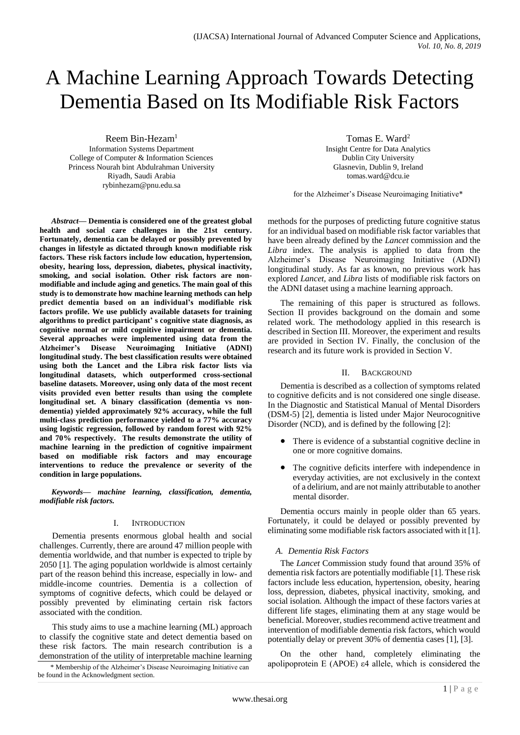# A Machine Learning Approach Towards Detecting Dementia Based on Its Modifiable Risk Factors

Reem Bin-Hezam[1]
Information Systems Department
College of Computer & Information Sciences
Princess Nourah bint Abdulrahman University
Riyadh, Saudi Arabia
rybinhezam@pnu.edu.sa

Tomas E. Ward[2]
Insight Centre for Data Analytics
Dublin City University
Glasnevin, Dublin 9, Ireland
tomas.ward@dcu.ie

for the Alzheimer's Disease Neuroimaging Initiative*

***Abstract*— Dementia is considered one of the greatest global health and social care challenges in the 21st century. Fortunately, dementia can be delayed or possibly prevented by changes in lifestyle as dictated through known modifiable risk factors. These risk factors include low education, hypertension, obesity, hearing loss, depression, diabetes, physical inactivity, smoking, and social isolation. Other risk factors are non-modifiable and include aging and genetics. The main goal of this study is to demonstrate how machine learning methods can help predict dementia based on an individual's modifiable risk factors profile. We use publicly available datasets for training algorithms to predict participant' s cognitive state diagnosis, as cognitive normal or mild cognitive impairment or dementia. Several approaches were implemented using data from the Alzheimer's Disease Neuroimaging Initiative (ADNI) longitudinal study. The best classification results were obtained using both the Lancet and the Libra risk factor lists via longitudinal datasets, which outperformed cross-sectional baseline datasets. Moreover, using only data of the most recent visits provided even better results than using the complete longitudinal set. A binary classification (dementia vs non-dementia) yielded approximately 92% accuracy, while the full multi-class prediction performance yielded to a 77% accuracy using logistic regression, followed by random forest with 92% and 70% respectively. The results demonstrate the utility of machine learning in the prediction of cognitive impairment based on modifiable risk factors and may encourage interventions to reduce the prevalence or severity of the condition in large populations.**

***Keywords*— *machine learning, classification, dementia, modifiable risk factors.***

## I. Introduction

Dementia presents enormous global health and social challenges. Currently, there are around 47 million people with dementia worldwide, and that number is expected to triple by 2050 [1]. The aging population worldwide is almost certainly part of the reason behind this increase, especially in low- and middle-income countries. Dementia is a collection of symptoms of cognitive defects, which could be delayed or possibly prevented by eliminating certain risk factors associated with the condition.

This study aims to use a machine learning (ML) approach to classify the cognitive state and detect dementia based on these risk factors. The main research contribution is a demonstration of the utility of interpretable machine learning methods for the purposes of predicting future cognitive status for an individual based on modifiable risk factor variables that have been already defined by the *Lancet* commission and the *Libra* index. The analysis is applied to data from the Alzheimer's Disease Neuroimaging Initiative (ADNI) longitudinal study. As far as known, no previous work has explored *Lancet*, and *Libra* lists of modifiable risk factors on the ADNI dataset using a machine learning approach.

The remaining of this paper is structured as follows. Section II provides background on the domain and some related work. The methodology applied in this research is described in Section III. Moreover, the experiment and results are provided in Section IV. Finally, the conclusion of the research and its future work is provided in Section V.

## II. Background

Dementia is described as a collection of symptoms related to cognitive deficits and is not considered one single disease. In the Diagnostic and Statistical Manual of Mental Disorders (DSM-5) [2], dementia is listed under Major Neurocognitive Disorder (NCD), and is defined by the following [2]:

- There is evidence of a substantial cognitive decline in one or more cognitive domains.
- The cognitive deficits interfere with independence in everyday activities, are not exclusively in the context of a delirium, and are not mainly attributable to another mental disorder.

Dementia occurs mainly in people older than 65 years. Fortunately, it could be delayed or possibly prevented by eliminating some modifiable risk factors associated with it [1].

### *A. Dementia Risk Factors*

The *Lancet* Commission study found that around 35% of dementia risk factors are potentially modifiable [1]. These risk factors include less education, hypertension, obesity, hearing loss, depression, diabetes, physical inactivity, smoking, and social isolation. Although the impact of these factors varies at different life stages, eliminating them at any stage would be beneficial. Moreover, studies recommend active treatment and intervention of modifiable dementia risk factors, which would potentially delay or prevent 30% of dementia cases [1], [3].

On the other hand, completely eliminating the apolipoprotein E (APOE) $\varepsilon 4$ allele, which is considered the

\* Membership of the Alzheimer's Disease Neuroimaging Initiative can be found in the Acknowledgment section.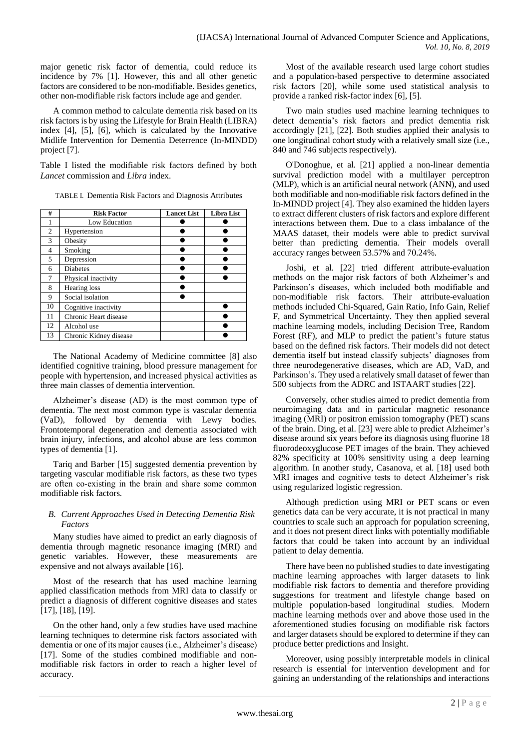major genetic risk factor of dementia, could reduce its incidence by 7% [1]. However, this and all other genetic factors are considered to be non-modifiable. Besides genetics, other non-modifiable risk factors include age and gender.

A common method to calculate dementia risk based on its risk factors is by using the Lifestyle for Brain Health (LIBRA) index [4], [5], [6], which is calculated by the Innovative Midlife Intervention for Dementia Deterrence (In-MINDD) project [7].

Table I listed the modifiable risk factors defined by both *Lancet* commission and *Libra* index.

TABLE I. Dementia Risk Factors and Diagnosis Attributes

| # | Risk Factor | Lancet List | Libra List |
|---|---|---|---|
| 1 | Low Education | ● | ● |
| 2 | Hypertension | ● | ● |
| 3 | Obesity | ● | ● |
| 4 | Smoking | ● | ● |
| 5 | Depression | ● | ● |
| 6 | Diabetes | ● | ● |
| 7 | Physical inactivity | ● | ● |
| 8 | Hearing loss | ● | |
| 9 | Social isolation | ● | |
| 10 | Cognitive inactivity | | ● |
| 11 | Chronic Heart disease | | ● |
| 12 | Alcohol use | | ● |
| 13 | Chronic Kidney disease | | ● |

The National Academy of Medicine committee [8] also identified cognitive training, blood pressure management for people with hypertension, and increased physical activities as three main classes of dementia intervention.

Alzheimer's disease (AD) is the most common type of dementia. The next most common type is vascular dementia (VaD), followed by dementia with Lewy bodies. Frontotemporal degeneration and dementia associated with brain injury, infections, and alcohol abuse are less common types of dementia [1].

Tariq and Barber [15] suggested dementia prevention by targeting vascular modifiable risk factors, as these two types are often co-existing in the brain and share some common modifiable risk factors.

### B. Current Approaches Used in Detecting Dementia Risk Factors

Many studies have aimed to predict an early diagnosis of dementia through magnetic resonance imaging (MRI) and genetic variables. However, these measurements are expensive and not always available [16].

Most of the research that has used machine learning applied classification methods from MRI data to classify or predict a diagnosis of different cognitive diseases and states [17], [18], [19].

On the other hand, only a few studies have used machine learning techniques to determine risk factors associated with dementia or one of its major causes (i.e., Alzheimer's disease) [17]. Some of the studies combined modifiable and non-modifiable risk factors in order to reach a higher level of accuracy.

Most of the available research used large cohort studies and a population-based perspective to determine associated risk factors [20], while some used statistical analysis to provide a ranked risk-factor index [6], [5].

Two main studies used machine learning techniques to detect dementia's risk factors and predict dementia risk accordingly [21], [22]. Both studies applied their analysis to one longitudinal cohort study with a relatively small size (i.e., 840 and 746 subjects respectively).

O'Donoghue, et al. [21] applied a non-linear dementia survival prediction model with a multilayer perceptron (MLP), which is an artificial neural network (ANN), and used both modifiable and non-modifiable risk factors defined in the In-MINDD project [4]. They also examined the hidden layers to extract different clusters of risk factors and explore different interactions between them. Due to a class imbalance of the MAAS dataset, their models were able to predict survival better than predicting dementia. Their models overall accuracy ranges between 53.57% and 70.24%.

Joshi, et al. [22] tried different attribute-evaluation methods on the major risk factors of both Alzheimer's and Parkinson's diseases, which included both modifiable and non-modifiable risk factors. Their attribute-evaluation methods included Chi-Squared, Gain Ratio, Info Gain, Relief F, and Symmetrical Uncertainty. They then applied several machine learning models, including Decision Tree, Random Forest (RF), and MLP to predict the patient's future status based on the defined risk factors. Their models did not detect dementia itself but instead classify subjects' diagnoses from three neurodegenerative diseases, which are AD, VaD, and Parkinson's. They used a relatively small dataset of fewer than 500 subjects from the ADRC and ISTAART studies [22].

Conversely, other studies aimed to predict dementia from neuroimaging data and in particular magnetic resonance imaging (MRI) or positron emission tomography (PET) scans of the brain. Ding, et al. [23] were able to predict Alzheimer's disease around six years before its diagnosis using fluorine 18 fluorodeoxyglucose PET images of the brain. They achieved 82% specificity at 100% sensitivity using a deep learning algorithm. In another study, Casanova, et al. [18] used both MRI images and cognitive tests to detect Alzheimer's risk using regularized logistic regression.

Although prediction using MRI or PET scans or even genetics data can be very accurate, it is not practical in many countries to scale such an approach for population screening, and it does not present direct links with potentially modifiable factors that could be taken into account by an individual patient to delay dementia.

There have been no published studies to date investigating machine learning approaches with larger datasets to link modifiable risk factors to dementia and therefore providing suggestions for treatment and lifestyle change based on multiple population-based longitudinal studies. Modern machine learning methods over and above those used in the aforementioned studies focusing on modifiable risk factors and larger datasets should be explored to determine if they can produce better predictions and Insight.

Moreover, using possibly interpretable models in clinical research is essential for intervention development and for gaining an understanding of the relationships and interactions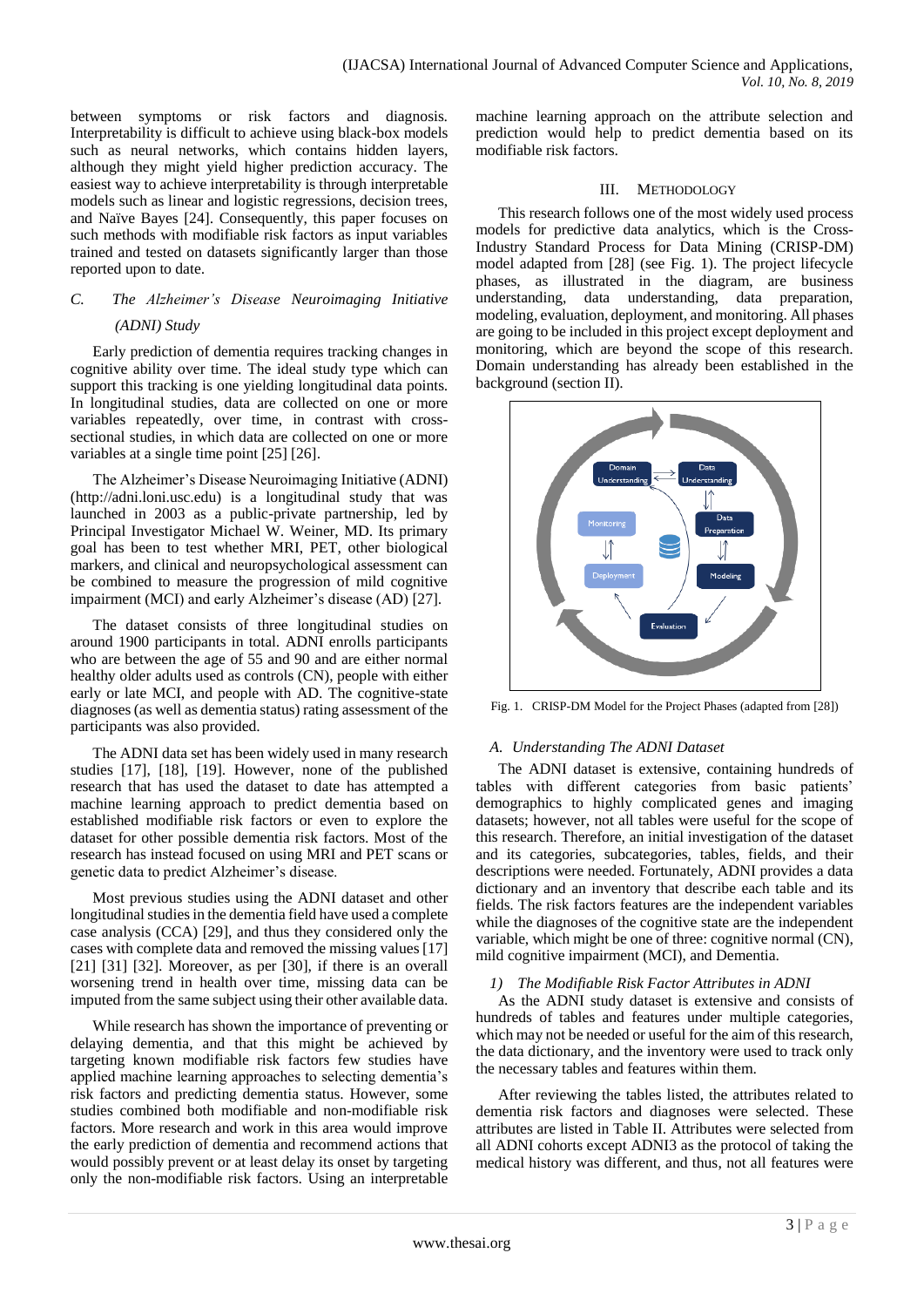between symptoms or risk factors and diagnosis. Interpretability is difficult to achieve using black-box models such as neural networks, which contains hidden layers, although they might yield higher prediction accuracy. The easiest way to achieve interpretability is through interpretable models such as linear and logistic regressions, decision trees, and Naïve Bayes [24]. Consequently, this paper focuses on such methods with modifiable risk factors as input variables trained and tested on datasets significantly larger than those reported upon to date.

### C. The Alzheimer's Disease Neuroimaging Initiative (ADNI) Study

Early prediction of dementia requires tracking changes in cognitive ability over time. The ideal study type which can support this tracking is one yielding longitudinal data points. In longitudinal studies, data are collected on one or more variables repeatedly, over time, in contrast with cross-sectional studies, in which data are collected on one or more variables at a single time point [25] [26].

The Alzheimer's Disease Neuroimaging Initiative (ADNI) (http://adni.loni.usc.edu) is a longitudinal study that was launched in 2003 as a public-private partnership, led by Principal Investigator Michael W. Weiner, MD. Its primary goal has been to test whether MRI, PET, other biological markers, and clinical and neuropsychological assessment can be combined to measure the progression of mild cognitive impairment (MCI) and early Alzheimer's disease (AD) [27].

The dataset consists of three longitudinal studies on around 1900 participants in total. ADNI enrolls participants who are between the age of 55 and 90 and are either normal healthy older adults used as controls (CN), people with either early or late MCI, and people with AD. The cognitive-state diagnoses (as well as dementia status) rating assessment of the participants was also provided.

The ADNI data set has been widely used in many research studies [17], [18], [19]. However, none of the published research that has used the dataset to date has attempted a machine learning approach to predict dementia based on established modifiable risk factors or even to explore the dataset for other possible dementia risk factors. Most of the research has instead focused on using MRI and PET scans or genetic data to predict Alzheimer's disease.

Most previous studies using the ADNI dataset and other longitudinal studies in the dementia field have used a complete case analysis (CCA) [29], and thus they considered only the cases with complete data and removed the missing values [17] [21] [31] [32]. Moreover, as per [30], if there is an overall worsening trend in health over time, missing data can be imputed from the same subject using their other available data.

While research has shown the importance of preventing or delaying dementia, and that this might be achieved by targeting known modifiable risk factors few studies have applied machine learning approaches to selecting dementia's risk factors and predicting dementia status. However, some studies combined both modifiable and non-modifiable risk factors. More research and work in this area would improve the early prediction of dementia and recommend actions that would possibly prevent or at least delay its onset by targeting only the non-modifiable risk factors. Using an interpretable machine learning approach on the attribute selection and prediction would help to predict dementia based on its modifiable risk factors.

## III. Methodology

This research follows one of the most widely used process models for predictive data analytics, which is the Cross-Industry Standard Process for Data Mining (CRISP-DM) model adapted from [28] (see Fig. 1). The project lifecycle phases, as illustrated in the diagram, are business understanding, data understanding, data preparation, modeling, evaluation, deployment, and monitoring. All phases are going to be included in this project except deployment and monitoring, which are beyond the scope of this research. Domain understanding has already been established in the background (section II).

Fig. 1. CRISP-DM Model for the Project Phases (adapted from [28])

### A. Understanding The ADNI Dataset

The ADNI dataset is extensive, containing hundreds of tables with different categories from basic patients' demographics to highly complicated genes and imaging datasets; however, not all tables were useful for the scope of this research. Therefore, an initial investigation of the dataset and its categories, subcategories, tables, fields, and their descriptions were needed. Fortunately, ADNI provides a data dictionary and an inventory that describe each table and its fields. The risk factors features are the independent variables while the diagnoses of the cognitive state are the independent variable, which might be one of three: cognitive normal (CN), mild cognitive impairment (MCI), and Dementia.

#### 1) The Modifiable Risk Factor Attributes in ADNI

As the ADNI study dataset is extensive and consists of hundreds of tables and features under multiple categories, which may not be needed or useful for the aim of this research, the data dictionary, and the inventory were used to track only the necessary tables and features within them.

After reviewing the tables listed, the attributes related to dementia risk factors and diagnoses were selected. These attributes are listed in Table II. Attributes were selected from all ADNI cohorts except ADNI3 as the protocol of taking the medical history was different, and thus, not all features were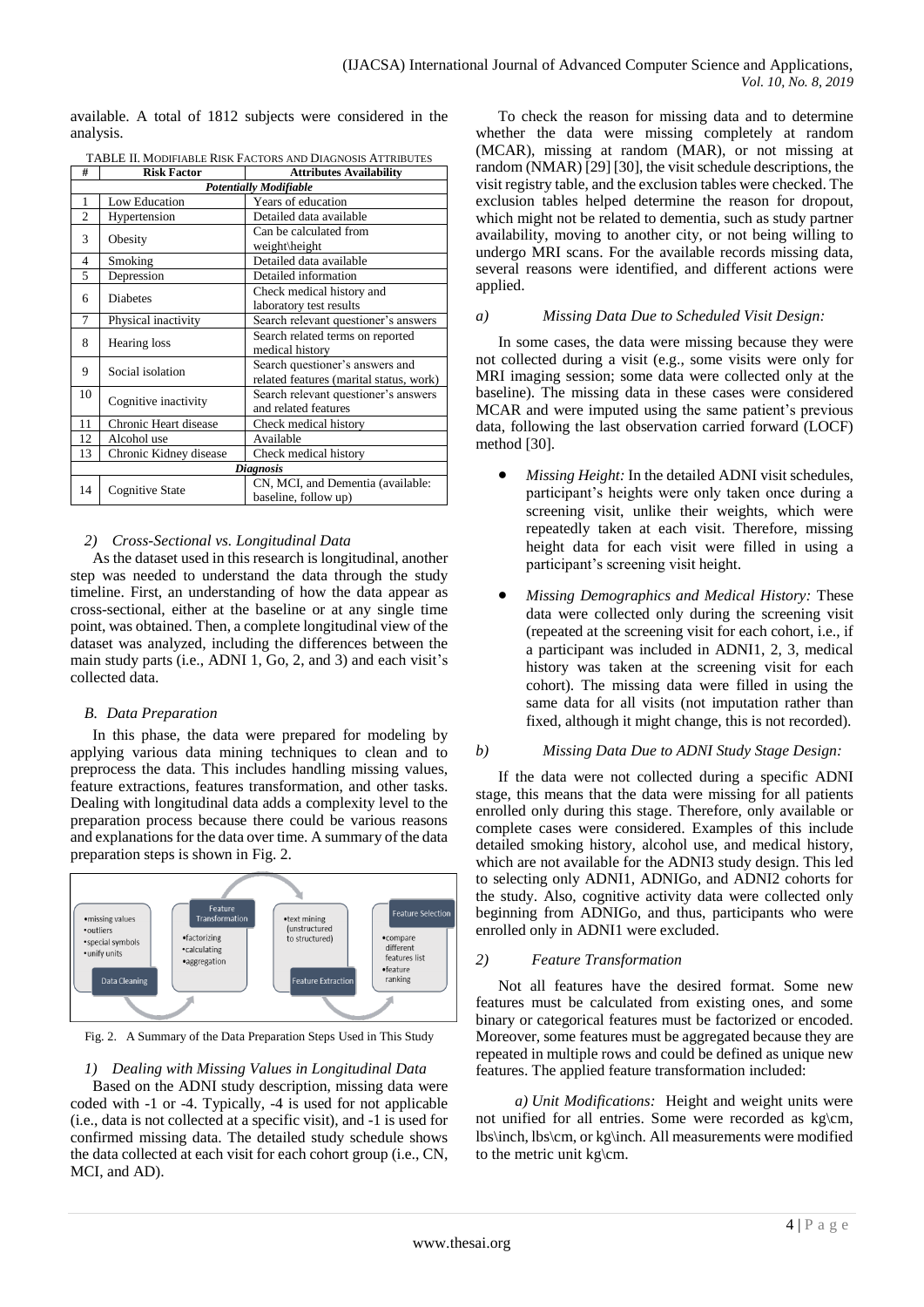available. A total of 1812 subjects were considered in the analysis.

TABLE II. MODIFIABLE RISK FACTORS AND DIAGNOSIS ATTRIBUTES

| # | Risk Factor | Attributes Availability |
|---|---|---|
| ***Potentially Modifiable*** | | |
| 1 | Low Education | Years of education |
| 2 | Hypertension | Detailed data available |
| 3 | Obesity | Can be calculated from weight\height |
| 4 | Smoking | Detailed data available |
| 5 | Depression | Detailed information |
| 6 | Diabetes | Check medical history and laboratory test results |
| 7 | Physical inactivity | Search relevant questioner's answers |
| 8 | Hearing loss | Search related terms on reported medical history |
| 9 | Social isolation | Search questioner's answers and related features (marital status, work) |
| 10 | Cognitive inactivity | Search relevant questioner's answers and related features |
| 11 | Chronic Heart disease | Check medical history |
| 12 | Alcohol use | Available |
| 13 | Chronic Kidney disease | Check medical history |
| ***Diagnosis*** | | |
| 14 | Cognitive State | CN, MCI, and Dementia (available: baseline, follow up) |

*2) Cross-Sectional vs. Longitudinal Data*

As the dataset used in this research is longitudinal, another step was needed to understand the data through the study timeline. First, an understanding of how the data appear as cross-sectional, either at the baseline or at any single time point, was obtained. Then, a complete longitudinal view of the dataset was analyzed, including the differences between the main study parts (i.e., ADNI 1, Go, 2, and 3) and each visit's collected data.

## B. Data Preparation

In this phase, the data were prepared for modeling by applying various data mining techniques to clean and to preprocess the data. This includes handling missing values, feature extractions, features transformation, and other tasks. Dealing with longitudinal data adds a complexity level to the preparation process because there could be various reasons and explanations for the data over time. A summary of the data preparation steps is shown in Fig. 2.

Fig. 2. A Summary of the Data Preparation Steps Used in This Study

*1) Dealing with Missing Values in Longitudinal Data*

Based on the ADNI study description, missing data were coded with -1 or -4. Typically, -4 is used for not applicable (i.e., data is not collected at a specific visit), and -1 is used for confirmed missing data. The detailed study schedule shows the data collected at each visit for each cohort group (i.e., CN, MCI, and AD).

To check the reason for missing data and to determine whether the data were missing completely at random (MCAR), missing at random (MAR), or not missing at random (NMAR) [29] [30], the visit schedule descriptions, the visit registry table, and the exclusion tables were checked. The exclusion tables helped determine the reason for dropout, which might not be related to dementia, such as study partner availability, moving to another city, or not being willing to undergo MRI scans. For the available records missing data, several reasons were identified, and different actions were applied.

*a) Missing Data Due to Scheduled Visit Design:*

In some cases, the data were missing because they were not collected during a visit (e.g., some visits were only for MRI imaging session; some data were collected only at the baseline). The missing data in these cases were considered MCAR and were imputed using the same patient's previous data, following the last observation carried forward (LOCF) method [30].

- *Missing Height:* In the detailed ADNI visit schedules, participant's heights were only taken once during a screening visit, unlike their weights, which were repeatedly taken at each visit. Therefore, missing height data for each visit were filled in using a participant's screening visit height.
- *Missing Demographics and Medical History:* These data were collected only during the screening visit (repeated at the screening visit for each cohort, i.e., if a participant was included in ADNI1, 2, 3, medical history was taken at the screening visit for each cohort). The missing data were filled in using the same data for all visits (not imputation rather than fixed, although it might change, this is not recorded).

*b) Missing Data Due to ADNI Study Stage Design:*

If the data were not collected during a specific ADNI stage, this means that the data were missing for all patients enrolled only during this stage. Therefore, only available or complete cases were considered. Examples of this include detailed smoking history, alcohol use, and medical history, which are not available for the ADNI3 study design. This led to selecting only ADNI1, ADNIGo, and ADNI2 cohorts for the study. Also, cognitive activity data were collected only beginning from ADNIGo, and thus, participants who were enrolled only in ADNI1 were excluded.

*2) Feature Transformation*

Not all features have the desired format. Some new features must be calculated from existing ones, and some binary or categorical features must be factorized or encoded. Moreover, some features must be aggregated because they are repeated in multiple rows and could be defined as unique new features. The applied feature transformation included:

*a) Unit Modifications:* Height and weight units were not unified for all entries. Some were recorded as kg\cm, lbs\inch, lbs\cm, or kg\inch. All measurements were modified to the metric unit kg\cm.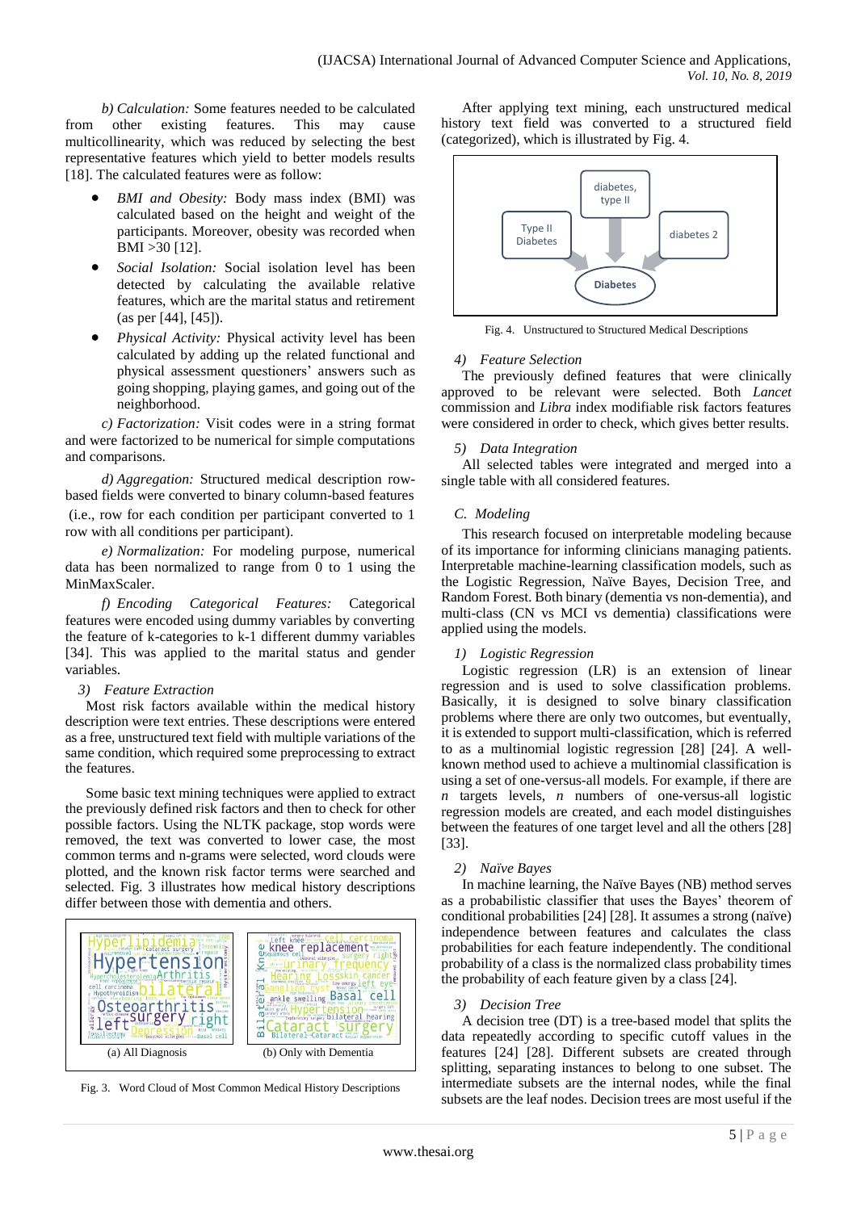*b) Calculation:* Some features needed to be calculated from other existing features. This may cause multicollinearity, which was reduced by selecting the best representative features which yield to better models results [18]. The calculated features were as follow:

- *BMI and Obesity:* Body mass index (BMI) was calculated based on the height and weight of the participants. Moreover, obesity was recorded when BMI >30 [12].
- *Social Isolation:* Social isolation level has been detected by calculating the available relative features, which are the marital status and retirement (as per [44], [45]).
- *Physical Activity:* Physical activity level has been calculated by adding up the related functional and physical assessment questioners' answers such as going shopping, playing games, and going out of the neighborhood.

*c) Factorization:* Visit codes were in a string format and were factorized to be numerical for simple computations and comparisons.

*d) Aggregation:* Structured medical description row-based fields were converted to binary column-based features (i.e., row for each condition per participant converted to 1 row with all conditions per participant).

*e) Normalization:* For modeling purpose, numerical data has been normalized to range from 0 to 1 using the MinMaxScaler.

*f) Encoding Categorical Features:* Categorical features were encoded using dummy variables by converting the feature of k-categories to k-1 different dummy variables [34]. This was applied to the marital status and gender variables.

### 3) Feature Extraction

Most risk factors available within the medical history description were text entries. These descriptions were entered as a free, unstructured text field with multiple variations of the same condition, which required some preprocessing to extract the features.

Some basic text mining techniques were applied to extract the previously defined risk factors and then to check for other possible factors. Using the NLTK package, stop words were removed, the text was converted to lower case, the most common terms and n-grams were selected, word clouds were plotted, and the known risk factor terms were searched and selected. Fig. 3 illustrates how medical history descriptions differ between those with dementia and others.

(a) All Diagnosis (b) Only with Dementia

Fig. 3. Word Cloud of Most Common Medical History Descriptions

After applying text mining, each unstructured medical history text field was converted to a structured field (categorized), which is illustrated by Fig. 4.

Fig. 4. Unstructured to Structured Medical Descriptions

### 4) Feature Selection

The previously defined features that were clinically approved to be relevant were selected. Both *Lancet* commission and *Libra* index modifiable risk factors features were considered in order to check, which gives better results.

### 5) Data Integration

All selected tables were integrated and merged into a single table with all considered features.

## C. Modeling

This research focused on interpretable modeling because of its importance for informing clinicians managing patients. Interpretable machine-learning classification models, such as the Logistic Regression, Naïve Bayes, Decision Tree, and Random Forest. Both binary (dementia vs non-dementia), and multi-class (CN vs MCI vs dementia) classifications were applied using the models.

### 1) Logistic Regression

Logistic regression (LR) is an extension of linear regression and is used to solve classification problems. Basically, it is designed to solve binary classification problems where there are only two outcomes, but eventually, it is extended to support multi-classification, which is referred to as a multinomial logistic regression [28] [24]. A well-known method used to achieve a multinomial classification is using a set of one-versus-all models. For example, if there are $n$ targets levels, $n$ numbers of one-versus-all logistic regression models are created, and each model distinguishes between the features of one target level and all the others [28] [33].

### 2) Naïve Bayes

In machine learning, the Naïve Bayes (NB) method serves as a probabilistic classifier that uses the Bayes' theorem of conditional probabilities [24] [28]. It assumes a strong (naïve) independence between features and calculates the class probabilities for each feature independently. The conditional probability of a class is the normalized class probability times the probability of each feature given by a class [24].

### 3) Decision Tree

A decision tree (DT) is a tree-based model that splits the data repeatedly according to specific cutoff values in the features [24] [28]. Different subsets are created through splitting, separating instances to belong to one subset. The intermediate subsets are the internal nodes, while the final subsets are the leaf nodes. Decision trees are most useful if the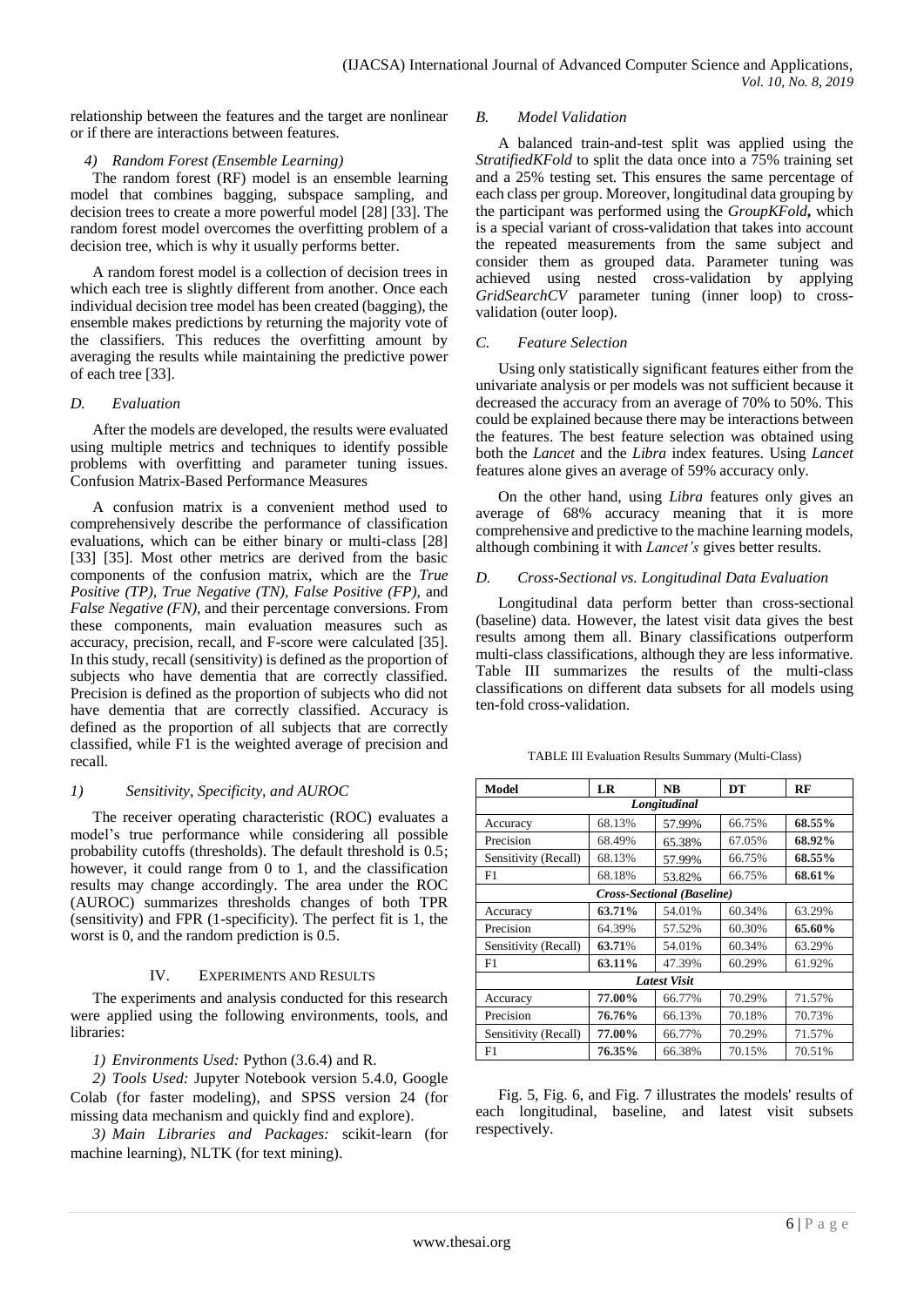relationship between the features and the target are nonlinear or if there are interactions between features.

#### 4) Random Forest (Ensemble Learning)

The random forest (RF) model is an ensemble learning model that combines bagging, subspace sampling, and decision trees to create a more powerful model [28] [33]. The random forest model overcomes the overfitting problem of a decision tree, which is why it usually performs better.

A random forest model is a collection of decision trees in which each tree is slightly different from another. Once each individual decision tree model has been created (bagging), the ensemble makes predictions by returning the majority vote of the classifiers. This reduces the overfitting amount by averaging the results while maintaining the predictive power of each tree [33].

### D. Evaluation

After the models are developed, the results were evaluated using multiple metrics and techniques to identify possible problems with overfitting and parameter tuning issues. Confusion Matrix-Based Performance Measures

A confusion matrix is a convenient method used to comprehensively describe the performance of classification evaluations, which can be either binary or multi-class [28] [33] [35]. Most other metrics are derived from the basic components of the confusion matrix, which are the *True Positive (TP)*, *True Negative (TN)*, *False Positive (FP)*, and *False Negative (FN)*, and their percentage conversions. From these components, main evaluation measures such as accuracy, precision, recall, and F-score were calculated [35]. In this study, recall (sensitivity) is defined as the proportion of subjects who have dementia that are correctly classified. Precision is defined as the proportion of subjects who did not have dementia that are correctly classified. Accuracy is defined as the proportion of all subjects that are correctly classified, while F1 is the weighted average of precision and recall.

#### 1) Sensitivity, Specificity, and AUROC

The receiver operating characteristic (ROC) evaluates a model's true performance while considering all possible probability cutoffs (thresholds). The default threshold is 0.5; however, it could range from 0 to 1, and the classification results may change accordingly. The area under the ROC (AUROC) summarizes thresholds changes of both TPR (sensitivity) and FPR (1-specificity). The perfect fit is 1, the worst is 0, and the random prediction is 0.5.

## IV. Experiments and Results

The experiments and analysis conducted for this research were applied using the following environments, tools, and libraries:

*1) Environments Used:* Python (3.6.4) and R.

*2) Tools Used:* Jupyter Notebook version 5.4.0, Google Colab (for faster modeling), and SPSS version 24 (for missing data mechanism and quickly find and explore).

*3) Main Libraries and Packages:* scikit-learn (for machine learning), NLTK (for text mining).

### B. Model Validation

A balanced train-and-test split was applied using the *StratifiedKFold* to split the data once into a 75% training set and a 25% testing set. This ensures the same percentage of each class per group. Moreover, longitudinal data grouping by the participant was performed using the ***GroupKFold***, which is a special variant of cross-validation that takes into account the repeated measurements from the same subject and consider them as grouped data. Parameter tuning was achieved using nested cross-validation by applying *GridSearchCV* parameter tuning (inner loop) to cross-validation (outer loop).

### C. Feature Selection

Using only statistically significant features either from the univariate analysis or per models was not sufficient because it decreased the accuracy from an average of 70% to 50%. This could be explained because there may be interactions between the features. The best feature selection was obtained using both the *Lancet* and the *Libra* index features. Using *Lancet* features alone gives an average of 59% accuracy only.

On the other hand, using *Libra* features only gives an average of 68% accuracy meaning that it is more comprehensive and predictive to the machine learning models, although combining it with *Lancet's* gives better results.

### D. Cross-Sectional vs. Longitudinal Data Evaluation

Longitudinal data perform better than cross-sectional (baseline) data. However, the latest visit data gives the best results among them all. Binary classifications outperform multi-class classifications, although they are less informative. Table III summarizes the results of the multi-class classifications on different data subsets for all models using ten-fold cross-validation.

TABLE III Evaluation Results Summary (Multi-Class)

| Model | LR | NB | DT | RF |
|---|---|---|---|---|
| ***Longitudinal*** | | | | |
| Accuracy | 68.13% | 57.99% | 66.75% | **68.55%** |
| Precision | 68.49% | 65.38% | 67.05% | **68.92%** |
| Sensitivity (Recall) | 68.13% | 57.99% | 66.75% | **68.55%** |
| F1 | 68.18% | 53.82% | 66.75% | **68.61%** |
| ***Cross-Sectional (Baseline)*** | | | | |
| Accuracy | **63.71%** | 54.01% | 60.34% | 63.29% |
| Precision | 64.39% | 57.52% | 60.30% | **65.60%** |
| Sensitivity (Recall) | **63.71**% | 54.01% | 60.34% | 63.29% |
| F1 | **63.11%** | 47.39% | 60.29% | 61.92% |
| ***Latest Visit*** | | | | |
| Accuracy | **77.00%** | 66.77% | 70.29% | 71.57% |
| Precision | **76.76%** | 66.13% | 70.18% | 70.73% |
| Sensitivity (Recall) | **77.00%** | 66.77% | 70.29% | 71.57% |
| F1 | **76.35%** | 66.38% | 70.15% | 70.51% |

Fig. 5, Fig. 6, and Fig. 7 illustrates the models' results of each longitudinal, baseline, and latest visit subsets respectively.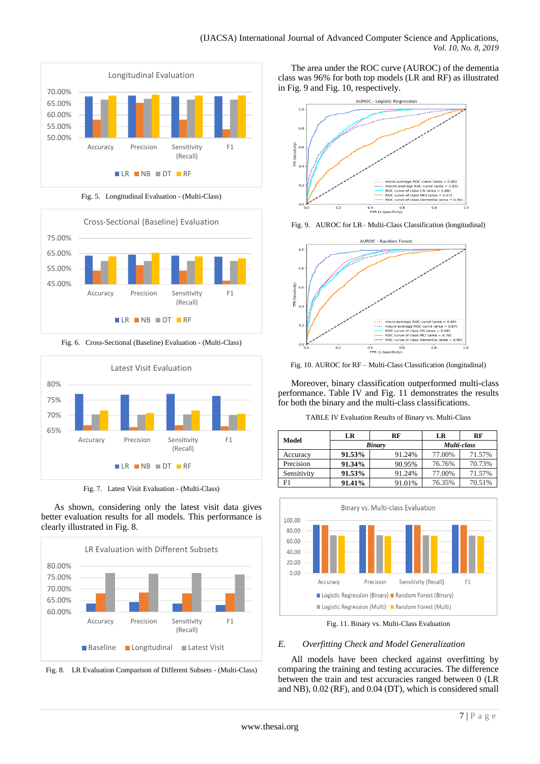Fig. 5. Longitudinal Evaluation - (Multi-Class)

Fig. 6. Cross-Sectional (Baseline) Evaluation - (Multi-Class)

Fig. 7. Latest Visit Evaluation - (Multi-Class)

As shown, considering only the latest visit data gives better evaluation results for all models. This performance is clearly illustrated in Fig. 8.

Fig. 8. LR Evaluation Comparison of Different Subsets - (Multi-Class)

The area under the ROC curve (AUROC) of the dementia class was 96% for both top models (LR and RF) as illustrated in Fig. 9 and Fig. 10, respectively.

Fig. 9. AUROC for LR– Multi-Class Classification (longitudinal)

Fig. 10. AUROC for RF – Multi-Class Classification (longitudinal)

Moreover, binary classification outperformed multi-class performance. Table IV and Fig. 11 demonstrates the results for both the binary and the multi-class classifications.

TABLE IV Evaluation Results of Binary vs. Multi-Class

| Model | LR | RF | LR | RF |
|---|---|---|---|---|
| | *Binary* | | *Multi-class* | |
| Accuracy | **91.53%** | 91.24% | 77.00% | 71.57% |
| Precision | **91.34%** | 90.95% | 76.76% | 70.73% |
| Sensitivity | **91.53%** | 91.24% | 77.00% | 71.57% |
| F1 | **91.41%** | 91.01% | 76.35% | 70.51% |

Fig. 11. Binary vs. Multi-Class Evaluation

### E. *Overfitting Check and Model Generalization*

All models have been checked against overfitting by comparing the training and testing accuracies. The difference between the train and test accuracies ranged between 0 (LR and NB), 0.02 (RF), and 0.04 (DT), which is considered small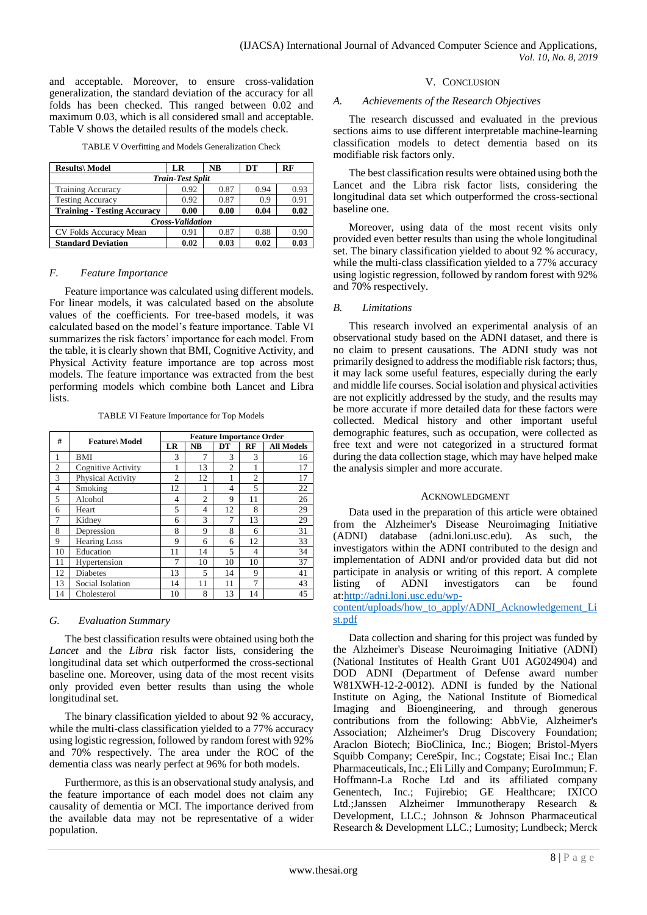and acceptable. Moreover, to ensure cross-validation generalization, the standard deviation of the accuracy for all folds has been checked. This ranged between 0.02 and maximum 0.03, which is all considered small and acceptable. Table V shows the detailed results of the models check.

TABLE V Overfitting and Models Generalization Check

| Results\ Model | LR | NB | DT | RF |
|---|---|---|---|---|
| ***Train-Test Split*** | | | | |
| Training Accuracy | 0.92 | 0.87 | 0.94 | 0.93 |
| Testing Accuracy | 0.92 | 0.87 | 0.9 | 0.91 |
| **Training - Testing Accuracy** | **0.00** | **0.00** | **0.04** | **0.02** |
| ***Cross-Validation*** | | | | |
| CV Folds Accuracy Mean | 0.91 | 0.87 | 0.88 | 0.90 |
| **Standard Deviation** | **0.02** | **0.03** | **0.02** | **0.03** |

### *F. Feature Importance*

Feature importance was calculated using different models. For linear models, it was calculated based on the absolute values of the coefficients. For tree-based models, it was calculated based on the model's feature importance. Table VI summarizes the risk factors' importance for each model. From the table, it is clearly shown that BMI, Cognitive Activity, and Physical Activity feature importance are top across most models. The feature importance was extracted from the best performing models which combine both Lancet and Libra lists.

TABLE VI Feature Importance for Top Models

| # | Feature\ Model | Feature Importance Order | | | | |
|---|---|---|---|---|---|---|
| | | LR | NB | DT | RF | All Models |
| 1 | BMI | 3 | 7 | 3 | 3 | 16 |
| 2 | Cognitive Activity | 1 | 13 | 2 | 1 | 17 |
| 3 | Physical Activity | 2 | 12 | 1 | 2 | 17 |
| 4 | Smoking | 12 | 1 | 4 | 5 | 22 |
| 5 | Alcohol | 4 | 2 | 9 | 11 | 26 |
| 6 | Heart | 5 | 4 | 12 | 8 | 29 |
| 7 | Kidney | 6 | 3 | 7 | 13 | 29 |
| 8 | Depression | 8 | 9 | 8 | 6 | 31 |
| 9 | Hearing Loss | 9 | 6 | 6 | 12 | 33 |
| 10 | Education | 11 | 14 | 5 | 4 | 34 |
| 11 | Hypertension | 7 | 10 | 10 | 10 | 37 |
| 12 | Diabetes | 13 | 5 | 14 | 9 | 41 |
| 13 | Social Isolation | 14 | 11 | 11 | 7 | 43 |
| 14 | Cholesterol | 10 | 8 | 13 | 14 | 45 |

### *G. Evaluation Summary*

The best classification results were obtained using both the *Lancet* and the *Libra* risk factor lists, considering the longitudinal data set which outperformed the cross-sectional baseline one. Moreover, using data of the most recent visits only provided even better results than using the whole longitudinal set.

The binary classification yielded to about 92 % accuracy, while the multi-class classification yielded to a 77% accuracy using logistic regression, followed by random forest with 92% and 70% respectively. The area under the ROC of the dementia class was nearly perfect at 96% for both models.

Furthermore, as this is an observational study analysis, and the feature importance of each model does not claim any causality of dementia or MCI. The importance derived from the available data may not be representative of a wider population.

## V. Conclusion

### *A. Achievements of the Research Objectives*

The research discussed and evaluated in the previous sections aims to use different interpretable machine-learning classification models to detect dementia based on its modifiable risk factors only.

The best classification results were obtained using both the Lancet and the Libra risk factor lists, considering the longitudinal data set which outperformed the cross-sectional baseline one.

Moreover, using data of the most recent visits only provided even better results than using the whole longitudinal set. The binary classification yielded to about 92 % accuracy, while the multi-class classification yielded to a 77% accuracy using logistic regression, followed by random forest with 92% and 70% respectively.

### *B. Limitations*

This research involved an experimental analysis of an observational study based on the ADNI dataset, and there is no claim to present causations. The ADNI study was not primarily designed to address the modifiable risk factors; thus, it may lack some useful features, especially during the early and middle life courses. Social isolation and physical activities are not explicitly addressed by the study, and the results may be more accurate if more detailed data for these factors were collected. Medical history and other important useful demographic features, such as occupation, were collected as free text and were not categorized in a structured format during the data collection stage, which may have helped make the analysis simpler and more accurate.

## Acknowledgment

Data used in the preparation of this article were obtained from the Alzheimer's Disease Neuroimaging Initiative (ADNI) database (adni.loni.usc.edu). As such, the investigators within the ADNI contributed to the design and implementation of ADNI and/or provided data but did not participate in analysis or writing of this report. A complete listing of ADNI investigators can be found at:http://adni.loni.usc.edu/wp-content/uploads/how_to_apply/ADNI_Acknowledgement_List.pdf

Data collection and sharing for this project was funded by the Alzheimer's Disease Neuroimaging Initiative (ADNI) (National Institutes of Health Grant U01 AG024904) and DOD ADNI (Department of Defense award number W81XWH-12-2-0012). ADNI is funded by the National Institute on Aging, the National Institute of Biomedical Imaging and Bioengineering, and through generous contributions from the following: AbbVie, Alzheimer's Association; Alzheimer's Drug Discovery Foundation; Araclon Biotech; BioClinica, Inc.; Biogen; Bristol-Myers Squibb Company; CereSpir, Inc.; Cogstate; Eisai Inc.; Elan Pharmaceuticals, Inc.; Eli Lilly and Company; EuroImmun; F. Hoffmann-La Roche Ltd and its affiliated company Genentech, Inc.; Fujirebio; GE Healthcare; IXICO Ltd.;Janssen Alzheimer Immunotherapy Research & Development, LLC.; Johnson & Johnson Pharmaceutical Research & Development LLC.; Lumosity; Lundbeck; Merck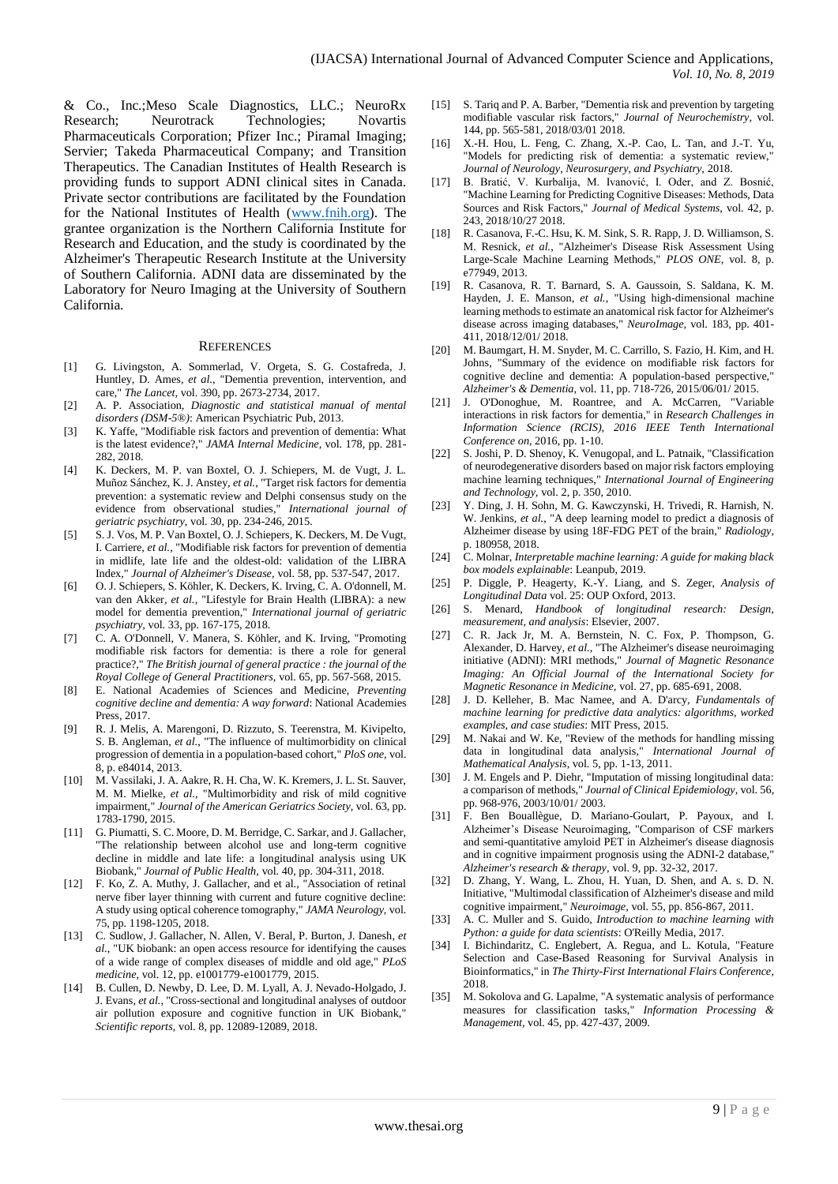& Co., Inc.;Meso Scale Diagnostics, LLC.; NeuroRx Research; Neurotrack Technologies; Novartis Pharmaceuticals Corporation; Pfizer Inc.; Piramal Imaging; Servier; Takeda Pharmaceutical Company; and Transition Therapeutics. The Canadian Institutes of Health Research is providing funds to support ADNI clinical sites in Canada. Private sector contributions are facilitated by the Foundation for the National Institutes of Health (www.fnih.org). The grantee organization is the Northern California Institute for Research and Education, and the study is coordinated by the Alzheimer's Therapeutic Research Institute at the University of Southern California. ADNI data are disseminated by the Laboratory for Neuro Imaging at the University of Southern California.

## REFERENCES

[1] G. Livingston, A. Sommerlad, V. Orgeta, S. G. Costafreda, J. Huntley, D. Ames, *et al.*, "Dementia prevention, intervention, and care," *The Lancet*, vol. 390, pp. 2673-2734, 2017.

[2] A. P. Association, *Diagnostic and statistical manual of mental disorders (DSM-5®)*: American Psychiatric Pub, 2013.

[3] K. Yaffe, "Modifiable risk factors and prevention of dementia: What is the latest evidence?," *JAMA Internal Medicine*, vol. 178, pp. 281-282, 2018.

[4] K. Deckers, M. P. van Boxtel, O. J. Schiepers, M. de Vugt, J. L. Muñoz Sánchez, K. J. Anstey, *et al.*, "Target risk factors for dementia prevention: a systematic review and Delphi consensus study on the evidence from observational studies," *International journal of geriatric psychiatry*, vol. 30, pp. 234-246, 2015.

[5] S. J. Vos, M. P. Van Boxtel, O. J. Schiepers, K. Deckers, M. De Vugt, I. Carriere, *et al.*, "Modifiable risk factors for prevention of dementia in midlife, late life and the oldest-old: validation of the LIBRA Index," *Journal of Alzheimer's Disease*, vol. 58, pp. 537-547, 2017.

[6] O. J. Schiepers, S. Köhler, K. Deckers, K. Irving, C. A. O'donnell, M. van den Akker, *et al.*, "Lifestyle for Brain Health (LIBRA): a new model for dementia prevention," *International journal of geriatric psychiatry*, vol. 33, pp. 167-175, 2018.

[7] C. A. O'Donnell, V. Manera, S. Köhler, and K. Irving, "Promoting modifiable risk factors for dementia: is there a role for general practice?," *The British journal of general practice : the journal of the Royal College of General Practitioners*, vol. 65, pp. 567-568, 2015.

[8] E. National Academies of Sciences and Medicine, *Preventing cognitive decline and dementia: A way forward*: National Academies Press, 2017.

[9] R. J. Melis, A. Marengoni, D. Rizzuto, S. Teerenstra, M. Kivipelto, S. B. Angleman, *et al.*, "The influence of multimorbidity on clinical progression of dementia in a population-based cohort," *PloS one*, vol. 8, p. e84014, 2013.

[10] M. Vassilaki, J. A. Aakre, R. H. Cha, W. K. Kremers, J. L. St. Sauver, M. M. Mielke, *et al.*, "Multimorbidity and risk of mild cognitive impairment," *Journal of the American Geriatrics Society*, vol. 63, pp. 1783-1790, 2015.

[11] G. Piumatti, S. C. Moore, D. M. Berridge, C. Sarkar, and J. Gallacher, "The relationship between alcohol use and long-term cognitive decline in middle and late life: a longitudinal analysis using UK Biobank," *Journal of Public Health*, vol. 40, pp. 304-311, 2018.

[12] F. Ko, Z. A. Muthy, J. Gallacher, and et al., "Association of retinal nerve fiber layer thinning with current and future cognitive decline: A study using optical coherence tomography," *JAMA Neurology*, vol. 75, pp. 1198-1205, 2018.

[13] C. Sudlow, J. Gallacher, N. Allen, V. Beral, P. Burton, J. Danesh, *et al.*, "UK biobank: an open access resource for identifying the causes of a wide range of complex diseases of middle and old age," *PLoS medicine*, vol. 12, pp. e1001779-e1001779, 2015.

[14] B. Cullen, D. Newby, D. Lee, D. M. Lyall, A. J. Nevado-Holgado, J. J. Evans, *et al.*, "Cross-sectional and longitudinal analyses of outdoor air pollution exposure and cognitive function in UK Biobank," *Scientific reports*, vol. 8, pp. 12089-12089, 2018.

[15] S. Tariq and P. A. Barber, "Dementia risk and prevention by targeting modifiable vascular risk factors," *Journal of Neurochemistry*, vol. 144, pp. 565-581, 2018/03/01 2018.

[16] X.-H. Hou, L. Feng, C. Zhang, X.-P. Cao, L. Tan, and J.-T. Yu, "Models for predicting risk of dementia: a systematic review," *Journal of Neurology, Neurosurgery, and Psychiatry*, 2018.

[17] B. Bratić, V. Kurbalija, M. Ivanović, I. Oder, and Z. Bosnić, "Machine Learning for Predicting Cognitive Diseases: Methods, Data Sources and Risk Factors," *Journal of Medical Systems*, vol. 42, p. 243, 2018/10/27 2018.

[18] R. Casanova, F.-C. Hsu, K. M. Sink, S. R. Rapp, J. D. Williamson, S. M. Resnick, *et al.*, "Alzheimer's Disease Risk Assessment Using Large-Scale Machine Learning Methods," *PLOS ONE*, vol. 8, p. e77949, 2013.

[19] R. Casanova, R. T. Barnard, S. A. Gaussoin, S. Saldana, K. M. Hayden, J. E. Manson, *et al.*, "Using high-dimensional machine learning methods to estimate an anatomical risk factor for Alzheimer's disease across imaging databases," *NeuroImage*, vol. 183, pp. 401-411, 2018/12/01/ 2018.

[20] M. Baumgart, H. M. Snyder, M. C. Carrillo, S. Fazio, H. Kim, and H. Johns, "Summary of the evidence on modifiable risk factors for cognitive decline and dementia: A population-based perspective," *Alzheimer's & Dementia*, vol. 11, pp. 718-726, 2015/06/01/ 2015.

[21] J. O'Donoghue, M. Roantree, and A. McCarren, "Variable interactions in risk factors for dementia," in *Research Challenges in Information Science (RCIS), 2016 IEEE Tenth International Conference on*, 2016, pp. 1-10.

[22] S. Joshi, P. D. Shenoy, K. Venugopal, and L. Patnaik, "Classification of neurodegenerative disorders based on major risk factors employing machine learning techniques," *International Journal of Engineering and Technology*, vol. 2, p. 350, 2010.

[23] Y. Ding, J. H. Sohn, M. G. Kawczynski, H. Trivedi, R. Harnish, N. W. Jenkins, *et al.*, "A deep learning model to predict a diagnosis of Alzheimer disease by using 18F-FDG PET of the brain," *Radiology*, p. 180958, 2018.

[24] C. Molnar, *Interpretable machine learning: A guide for making black box models explainable*: Leanpub, 2019.

[25] P. Diggle, P. Heagerty, K.-Y. Liang, and S. Zeger, *Analysis of Longitudinal Data* vol. 25: OUP Oxford, 2013.

[26] S. Menard, *Handbook of longitudinal research: Design, measurement, and analysis*: Elsevier, 2007.

[27] C. R. Jack Jr, M. A. Bernstein, N. C. Fox, P. Thompson, G. Alexander, D. Harvey, *et al.*, "The Alzheimer's disease neuroimaging initiative (ADNI): MRI methods," *Journal of Magnetic Resonance Imaging: An Official Journal of the International Society for Magnetic Resonance in Medicine*, vol. 27, pp. 685-691, 2008.

[28] J. D. Kelleher, B. Mac Namee, and A. D'arcy, *Fundamentals of machine learning for predictive data analytics: algorithms, worked examples, and case studies*: MIT Press, 2015.

[29] M. Nakai and W. Ke, "Review of the methods for handling missing data in longitudinal data analysis," *International Journal of Mathematical Analysis*, vol. 5, pp. 1-13, 2011.

[30] J. M. Engels and P. Diehr, "Imputation of missing longitudinal data: a comparison of methods," *Journal of Clinical Epidemiology*, vol. 56, pp. 968-976, 2003/10/01/ 2003.

[31] F. Ben Bouallègue, D. Mariano-Goulart, P. Payoux, and I. Alzheimer's Disease Neuroimaging, "Comparison of CSF markers and semi-quantitative amyloid PET in Alzheimer's disease diagnosis and in cognitive impairment prognosis using the ADNI-2 database," *Alzheimer's research & therapy*, vol. 9, pp. 32-32, 2017.

[32] D. Zhang, Y. Wang, L. Zhou, H. Yuan, D. Shen, and A. s. D. N. Initiative, "Multimodal classification of Alzheimer's disease and mild cognitive impairment," *Neuroimage*, vol. 55, pp. 856-867, 2011.

[33] A. C. Muller and S. Guido, *Introduction to machine learning with Python: a guide for data scientists*: O'Reilly Media, 2017.

[34] I. Bichindaritz, C. Englebert, A. Regua, and L. Kotula, "Feature Selection and Case-Based Reasoning for Survival Analysis in Bioinformatics," in *The Thirty-First International Flairs Conference*, 2018.

[35] M. Sokolova and G. Lapalme, "A systematic analysis of performance measures for classification tasks," *Information Processing & Management*, vol. 45, pp. 427-437, 2009.